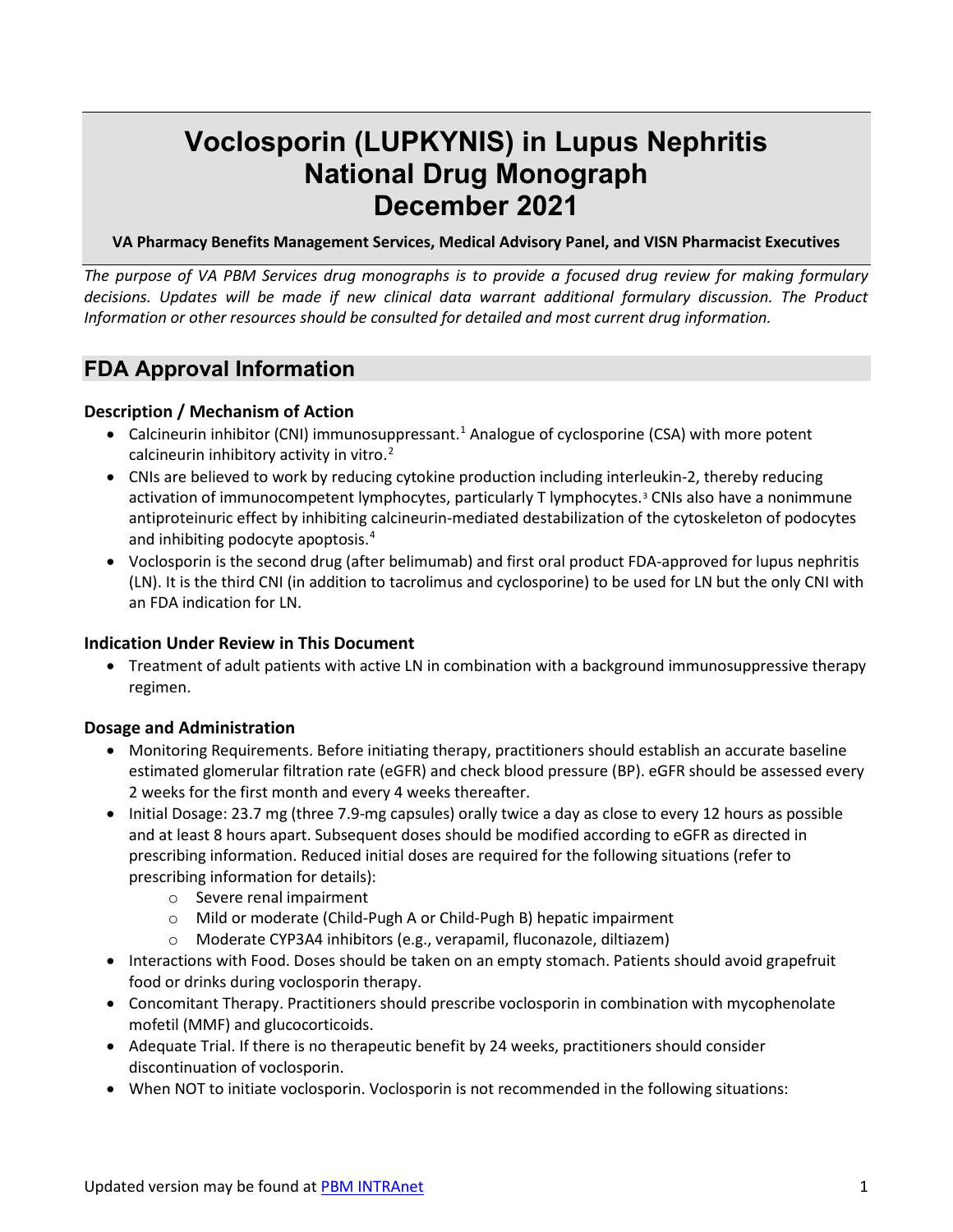# Voclosporin (LUPKYNIS) in Lupus Nephritis National Drug Monograph December 2021

**VA Pharmacy Benefits Management Services, Medical Advisory Panel, and VISN Pharmacist Executives**

*The purpose of VA PBM Services drug monographs is to provide a focused drug review for making formulary decisions. Updates will be made if new clinical data warrant additional formulary discussion. The Product Information or other resources should be consulted for detailed and most current drug information.*

## FDA Approval Information

### Description / Mechanism of Action

- Calcineurin inhibitor (CNI) immunosuppressant.[1] Analogue of cyclosporine (CSA) with more potent calcineurin inhibitory activity in vitro.[2]
- CNIs are believed to work by reducing cytokine production including interleukin-2, thereby reducing activation of immunocompetent lymphocytes, particularly T lymphocytes.[3] CNIs also have a nonimmune antiproteinuric effect by inhibiting calcineurin-mediated destabilization of the cytoskeleton of podocytes and inhibiting podocyte apoptosis.[4]
- Voclosporin is the second drug (after belimumab) and first oral product FDA-approved for lupus nephritis (LN). It is the third CNI (in addition to tacrolimus and cyclosporine) to be used for LN but the only CNI with an FDA indication for LN.

### Indication Under Review in This Document

- Treatment of adult patients with active LN in combination with a background immunosuppressive therapy regimen.

### Dosage and Administration

- Monitoring Requirements. Before initiating therapy, practitioners should establish an accurate baseline estimated glomerular filtration rate (eGFR) and check blood pressure (BP). eGFR should be assessed every 2 weeks for the first month and every 4 weeks thereafter.
- Initial Dosage: 23.7 mg (three 7.9-mg capsules) orally twice a day as close to every 12 hours as possible and at least 8 hours apart. Subsequent doses should be modified according to eGFR as directed in prescribing information. Reduced initial doses are required for the following situations (refer to prescribing information for details):
    - Severe renal impairment
    - Mild or moderate (Child-Pugh A or Child-Pugh B) hepatic impairment
    - Moderate CYP3A4 inhibitors (e.g., verapamil, fluconazole, diltiazem)
- Interactions with Food. Doses should be taken on an empty stomach. Patients should avoid grapefruit food or drinks during voclosporin therapy.
- Concomitant Therapy. Practitioners should prescribe voclosporin in combination with mycophenolate mofetil (MMF) and glucocorticoids.
- Adequate Trial. If there is no therapeutic benefit by 24 weeks, practitioners should consider discontinuation of voclosporin.
- When NOT to initiate voclosporin. Voclosporin is not recommended in the following situations: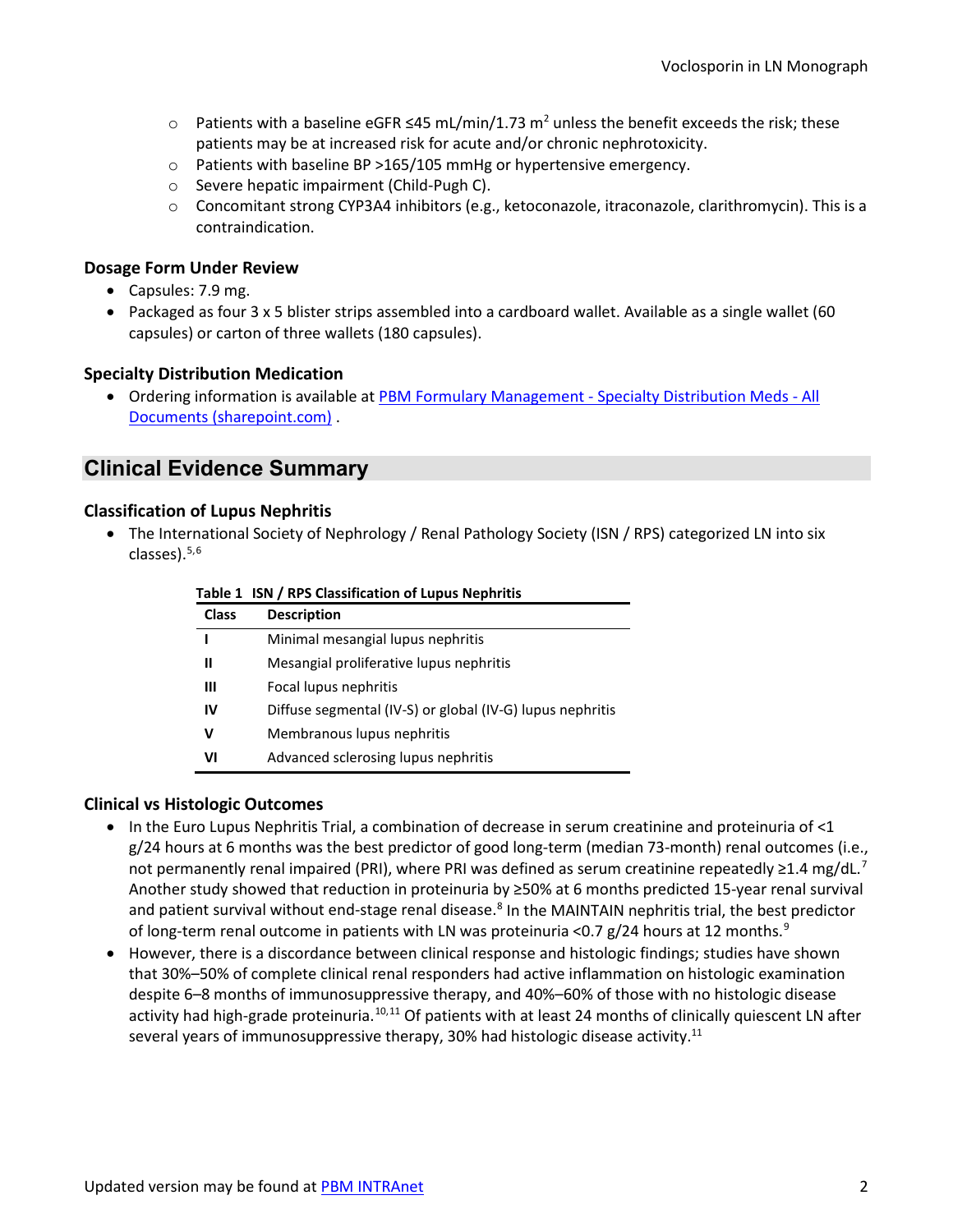- Patients with a baseline eGFR ≤45 mL/min/1.73 $m^2$ unless the benefit exceeds the risk; these patients may be at increased risk for acute and/or chronic nephrotoxicity.
  - Patients with baseline BP >165/105 mmHg or hypertensive emergency.
  - Severe hepatic impairment (Child-Pugh C).
  - Concomitant strong CYP3A4 inhibitors (e.g., ketoconazole, itraconazole, clarithromycin). This is a contraindication.

### Dosage Form Under Review

- Capsules: 7.9 mg.
- Packaged as four 3 x 5 blister strips assembled into a cardboard wallet. Available as a single wallet (60 capsules) or carton of three wallets (180 capsules).

### Specialty Distribution Medication

- Ordering information is available at PBM Formulary Management - Specialty Distribution Meds - All Documents (sharepoint.com) .

## Clinical Evidence Summary

### Classification of Lupus Nephritis

- The International Society of Nephrology / Renal Pathology Society (ISN / RPS) categorized LN into six classes).[5,6]

**Table 1 ISN / RPS Classification of Lupus Nephritis**

| Class | Description |
|---|---|
| I | Minimal mesangial lupus nephritis |
| II | Mesangial proliferative lupus nephritis |
| III | Focal lupus nephritis |
| IV | Diffuse segmental (IV-S) or global (IV-G) lupus nephritis |
| V | Membranous lupus nephritis |
| VI | Advanced sclerosing lupus nephritis |

### Clinical vs Histologic Outcomes

- In the Euro Lupus Nephritis Trial, a combination of decrease in serum creatinine and proteinuria of <1 g/24 hours at 6 months was the best predictor of good long-term (median 73-month) renal outcomes (i.e., not permanently renal impaired (PRI), where PRI was defined as serum creatinine repeatedly ≥1.4 mg/dL.[7] Another study showed that reduction in proteinuria by ≥50% at 6 months predicted 15-year renal survival and patient survival without end-stage renal disease.[8] In the MAINTAIN nephritis trial, the best predictor of long-term renal outcome in patients with LN was proteinuria <0.7 g/24 hours at 12 months.[9]
- However, there is a discordance between clinical response and histologic findings; studies have shown that 30%–50% of complete clinical renal responders had active inflammation on histologic examination despite 6–8 months of immunosuppressive therapy, and 40%–60% of those with no histologic disease activity had high-grade proteinuria.[10,11] Of patients with at least 24 months of clinically quiescent LN after several years of immunosuppressive therapy, 30% had histologic disease activity.[11]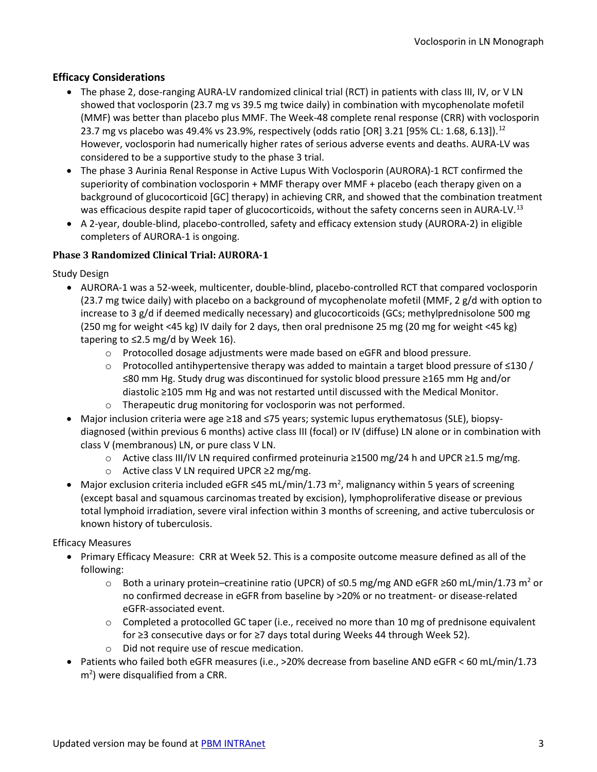## Efficacy Considerations

- The phase 2, dose-ranging AURA-LV randomized clinical trial (RCT) in patients with class III, IV, or V LN showed that voclosporin (23.7 mg vs 39.5 mg twice daily) in combination with mycophenolate mofetil (MMF) was better than placebo plus MMF. The Week-48 complete renal response (CRR) with voclosporin 23.7 mg vs placebo was 49.4% vs 23.9%, respectively (odds ratio [OR] 3.21 [95% CL: 1.68, 6.13]).[12] However, voclosporin had numerically higher rates of serious adverse events and deaths. AURA-LV was considered to be a supportive study to the phase 3 trial.
- The phase 3 Aurinia Renal Response in Active Lupus With Voclosporin (AURORA)-1 RCT confirmed the superiority of combination voclosporin + MMF therapy over MMF + placebo (each therapy given on a background of glucocorticoid [GC] therapy) in achieving CRR, and showed that the combination treatment was efficacious despite rapid taper of glucocorticoids, without the safety concerns seen in AURA-LV.[13]
- A 2-year, double-blind, placebo-controlled, safety and efficacy extension study (AURORA-2) in eligible completers of AURORA-1 is ongoing.

### Phase 3 Randomized Clinical Trial: AURORA-1

Study Design

- AURORA-1 was a 52-week, multicenter, double-blind, placebo-controlled RCT that compared voclosporin (23.7 mg twice daily) with placebo on a background of mycophenolate mofetil (MMF, 2 g/d with option to increase to 3 g/d if deemed medically necessary) and glucocorticoids (GCs; methylprednisolone 500 mg (250 mg for weight <45 kg) IV daily for 2 days, then oral prednisone 25 mg (20 mg for weight <45 kg) tapering to ≤2.5 mg/d by Week 16).
  - Protocolled dosage adjustments were made based on eGFR and blood pressure.
  - Protocolled antihypertensive therapy was added to maintain a target blood pressure of ≤130 / ≤80 mm Hg. Study drug was discontinued for systolic blood pressure ≥165 mm Hg and/or diastolic ≥105 mm Hg and was not restarted until discussed with the Medical Monitor.
  - Therapeutic drug monitoring for voclosporin was not performed.
- Major inclusion criteria were age ≥18 and ≤75 years; systemic lupus erythematosus (SLE), biopsy-diagnosed (within previous 6 months) active class III (focal) or IV (diffuse) LN alone or in combination with class V (membranous) LN, or pure class V LN.
  - Active class III/IV LN required confirmed proteinuria ≥1500 mg/24 h and UPCR ≥1.5 mg/mg.
  - Active class V LN required UPCR ≥2 mg/mg.
- Major exclusion criteria included eGFR ≤45 mL/min/1.73 $m^2$, malignancy within 5 years of screening (except basal and squamous carcinomas treated by excision), lymphoproliferative disease or previous total lymphoid irradiation, severe viral infection within 3 months of screening, and active tuberculosis or known history of tuberculosis.

Efficacy Measures

- Primary Efficacy Measure: CRR at Week 52. This is a composite outcome measure defined as all of the following:
  - Both a urinary protein–creatinine ratio (UPCR) of ≤0.5 mg/mg AND eGFR ≥60 mL/min/1.73 $m^2$ or no confirmed decrease in eGFR from baseline by >20% or no treatment- or disease-related eGFR-associated event.
  - Completed a protocolled GC taper (i.e., received no more than 10 mg of prednisone equivalent for ≥3 consecutive days or for ≥7 days total during Weeks 44 through Week 52).
  - Did not require use of rescue medication.
- Patients who failed both eGFR measures (i.e., >20% decrease from baseline AND eGFR < 60 mL/min/1.73 $m^2$) were disqualified from a CRR.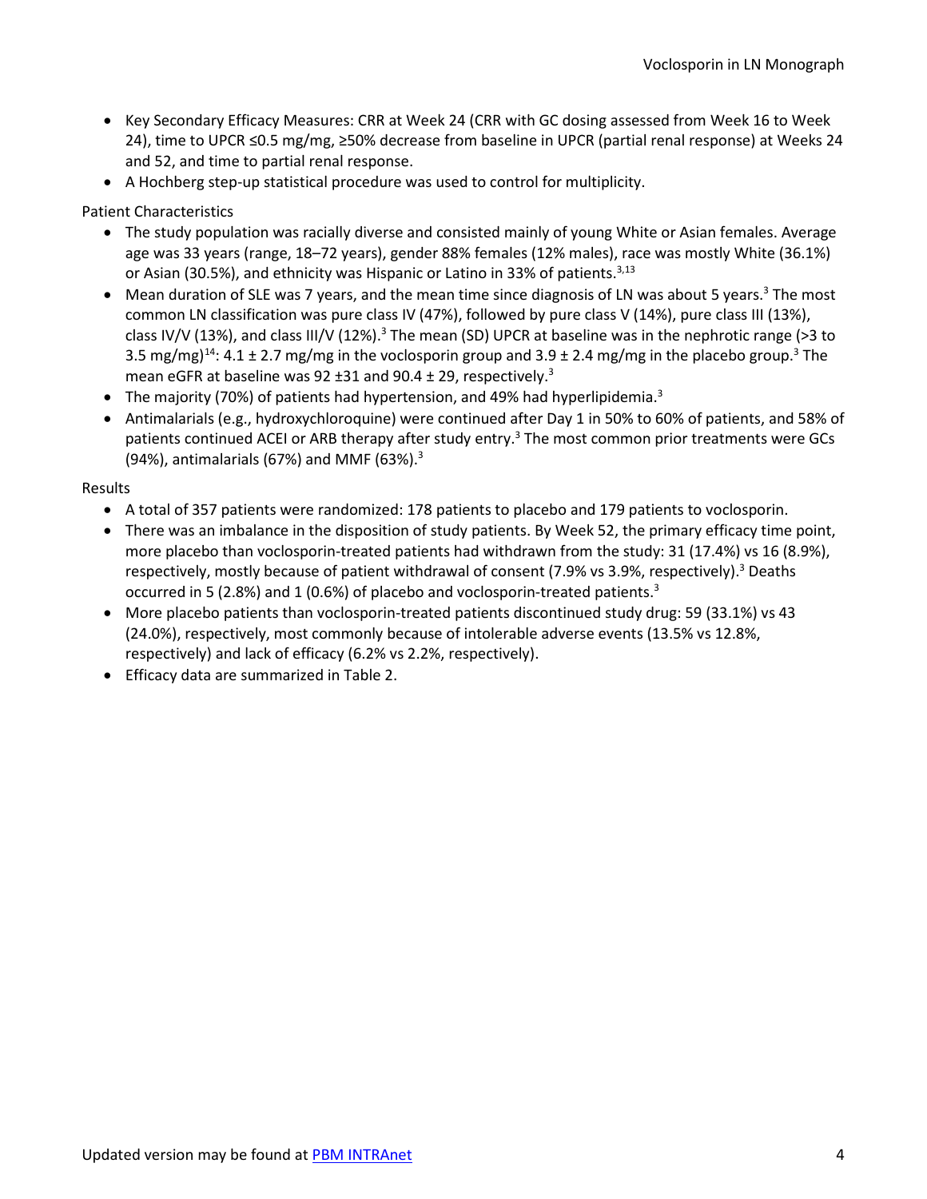- Key Secondary Efficacy Measures: CRR at Week 24 (CRR with GC dosing assessed from Week 16 to Week 24), time to UPCR ≤0.5 mg/mg, ≥50% decrease from baseline in UPCR (partial renal response) at Weeks 24 and 52, and time to partial renal response.
- A Hochberg step-up statistical procedure was used to control for multiplicity.

Patient Characteristics

- The study population was racially diverse and consisted mainly of young White or Asian females. Average age was 33 years (range, 18–72 years), gender 88% females (12% males), race was mostly White (36.1%) or Asian (30.5%), and ethnicity was Hispanic or Latino in 33% of patients.[3,13]
- Mean duration of SLE was 7 years, and the mean time since diagnosis of LN was about 5 years.[3] The most common LN classification was pure class IV (47%), followed by pure class V (14%), pure class III (13%), class IV/V (13%), and class III/V (12%).[3] The mean (SD) UPCR at baseline was in the nephrotic range (>3 to 3.5 mg/mg)[14]: 4.1 ± 2.7 mg/mg in the voclosporin group and 3.9 ± 2.4 mg/mg in the placebo group.[3] The mean eGFR at baseline was 92 ±31 and 90.4 ± 29, respectively.[3]
- The majority (70%) of patients had hypertension, and 49% had hyperlipidemia.[3]
- Antimalarials (e.g., hydroxychloroquine) were continued after Day 1 in 50% to 60% of patients, and 58% of patients continued ACEI or ARB therapy after study entry.[3] The most common prior treatments were GCs (94%), antimalarials (67%) and MMF (63%).[3]

Results

- A total of 357 patients were randomized: 178 patients to placebo and 179 patients to voclosporin.
- There was an imbalance in the disposition of study patients. By Week 52, the primary efficacy time point, more placebo than voclosporin-treated patients had withdrawn from the study: 31 (17.4%) vs 16 (8.9%), respectively, mostly because of patient withdrawal of consent (7.9% vs 3.9%, respectively).[3] Deaths occurred in 5 (2.8%) and 1 (0.6%) of placebo and voclosporin-treated patients.[3]
- More placebo patients than voclosporin-treated patients discontinued study drug: 59 (33.1%) vs 43 (24.0%), respectively, most commonly because of intolerable adverse events (13.5% vs 12.8%, respectively) and lack of efficacy (6.2% vs 2.2%, respectively).
- Efficacy data are summarized in Table 2.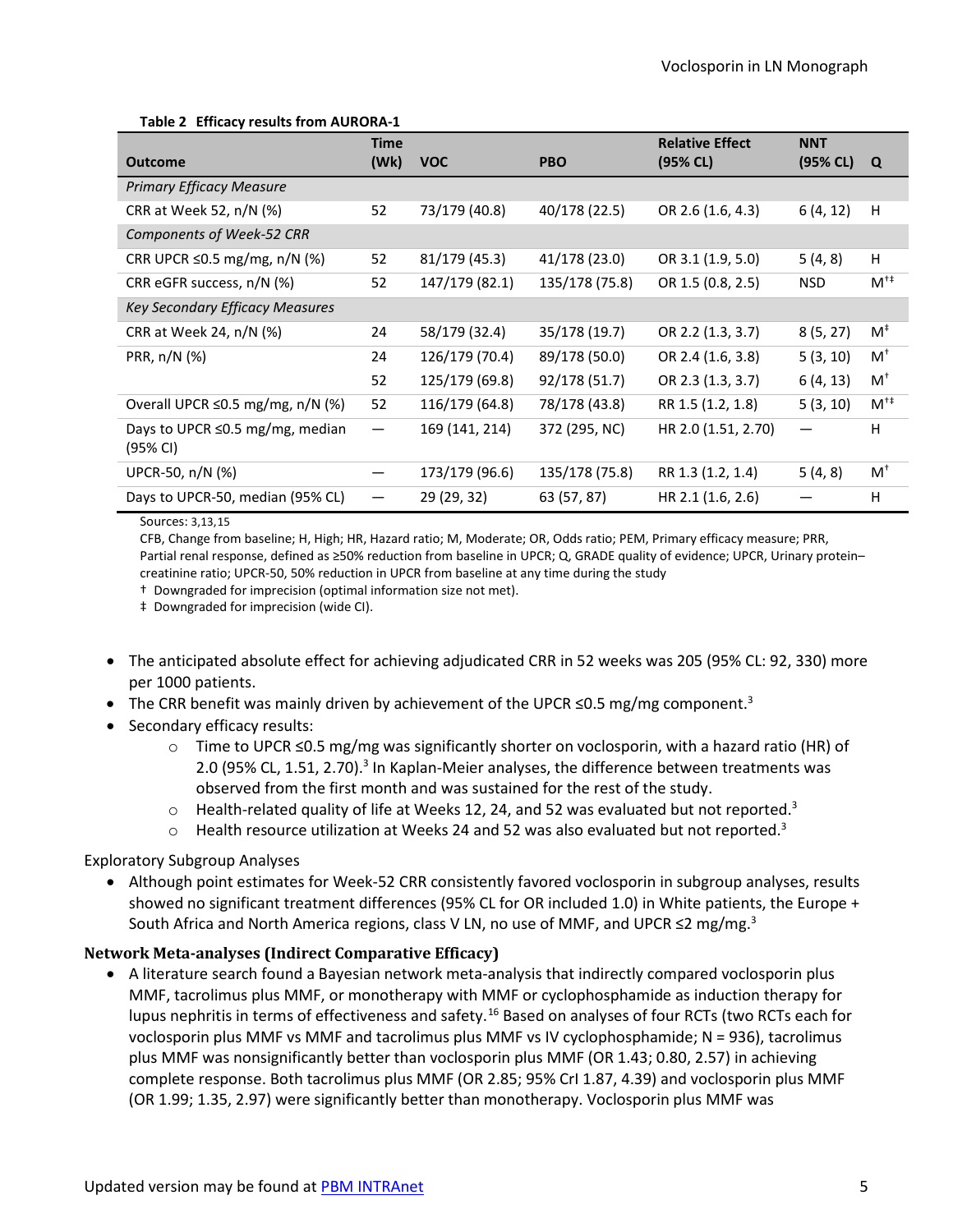**Table 2 Efficacy results from AURORA-1**

| Outcome | Time (Wk) | VOC | PBO | Relative Effect (95% CL) | NNT (95% CL) | Q |
|---|---|---|---|---|---|---|
| *Primary Efficacy Measure* | | | | | | |
| CRR at Week 52, n/N (%) | 52 | 73/179 (40.8) | 40/178 (22.5) | OR 2.6 (1.6, 4.3) | 6 (4, 12) | H |
| *Components of Week-52 CRR* | | | | | | |
| CRR UPCR ≤0.5 mg/mg, n/N (%) | 52 | 81/179 (45.3) | 41/178 (23.0) | OR 3.1 (1.9, 5.0) | 5 (4, 8) | H |
| CRR eGFR success, n/N (%) | 52 | 147/179 (82.1) | 135/178 (75.8) | OR 1.5 (0.8, 2.5) | NSD | M†‡ |
| *Key Secondary Efficacy Measures* | | | | | | |
| CRR at Week 24, n/N (%) | 24 | 58/179 (32.4) | 35/178 (19.7) | OR 2.2 (1.3, 3.7) | 8 (5, 27) | M‡ |
| PRR, n/N (%) | 24 | 126/179 (70.4) | 89/178 (50.0) | OR 2.4 (1.6, 3.8) | 5 (3, 10) | M† |
| | 52 | 125/179 (69.8) | 92/178 (51.7) | OR 2.3 (1.3, 3.7) | 6 (4, 13) | M† |
| Overall UPCR ≤0.5 mg/mg, n/N (%) | 52 | 116/179 (64.8) | 78/178 (43.8) | RR 1.5 (1.2, 1.8) | 5 (3, 10) | M†‡ |
| Days to UPCR ≤0.5 mg/mg, median (95% CI) | — | 169 (141, 214) | 372 (295, NC) | HR 2.0 (1.51, 2.70) | — | H |
| UPCR-50, n/N (%) | — | 173/179 (96.6) | 135/178 (75.8) | RR 1.3 (1.2, 1.4) | 5 (4, 8) | M† |
| Days to UPCR-50, median (95% CL) | — | 29 (29, 32) | 63 (57, 87) | HR 2.1 (1.6, 2.6) | — | H |

Sources: 3,13,15

CFB, Change from baseline; H, High; HR, Hazard ratio; M, Moderate; OR, Odds ratio; PEM, Primary efficacy measure; PRR, Partial renal response, defined as ≥50% reduction from baseline in UPCR; Q, GRADE quality of evidence; UPCR, Urinary protein–creatinine ratio; UPCR-50, 50% reduction in UPCR from baseline at any time during the study

† Downgraded for imprecision (optimal information size not met).

‡ Downgraded for imprecision (wide CI).

- The anticipated absolute effect for achieving adjudicated CRR in 52 weeks was 205 (95% CL: 92, 330) more per 1000 patients.
- The CRR benefit was mainly driven by achievement of the UPCR ≤0.5 mg/mg component.[3]
- Secondary efficacy results:
  - Time to UPCR ≤0.5 mg/mg was significantly shorter on voclosporin, with a hazard ratio (HR) of 2.0 (95% CL, 1.51, 2.70).[3] In Kaplan-Meier analyses, the difference between treatments was observed from the first month and was sustained for the rest of the study.
  - Health-related quality of life at Weeks 12, 24, and 52 was evaluated but not reported.[3]
  - Health resource utilization at Weeks 24 and 52 was also evaluated but not reported.[3]

Exploratory Subgroup Analyses

- Although point estimates for Week-52 CRR consistently favored voclosporin in subgroup analyses, results showed no significant treatment differences (95% CL for OR included 1.0) in White patients, the Europe + South Africa and North America regions, class V LN, no use of MMF, and UPCR ≤2 mg/mg.[3]

### Network Meta-analyses (Indirect Comparative Efficacy)

- A literature search found a Bayesian network meta-analysis that indirectly compared voclosporin plus MMF, tacrolimus plus MMF, or monotherapy with MMF or cyclophosphamide as induction therapy for lupus nephritis in terms of effectiveness and safety.[16] Based on analyses of four RCTs (two RCTs each for voclosporin plus MMF vs MMF and tacrolimus plus MMF vs IV cyclophosphamide; N = 936), tacrolimus plus MMF was nonsignificantly better than voclosporin plus MMF (OR 1.43; 0.80, 2.57) in achieving complete response. Both tacrolimus plus MMF (OR 2.85; 95% CrI 1.87, 4.39) and voclosporin plus MMF (OR 1.99; 1.35, 2.97) were significantly better than monotherapy. Voclosporin plus MMF was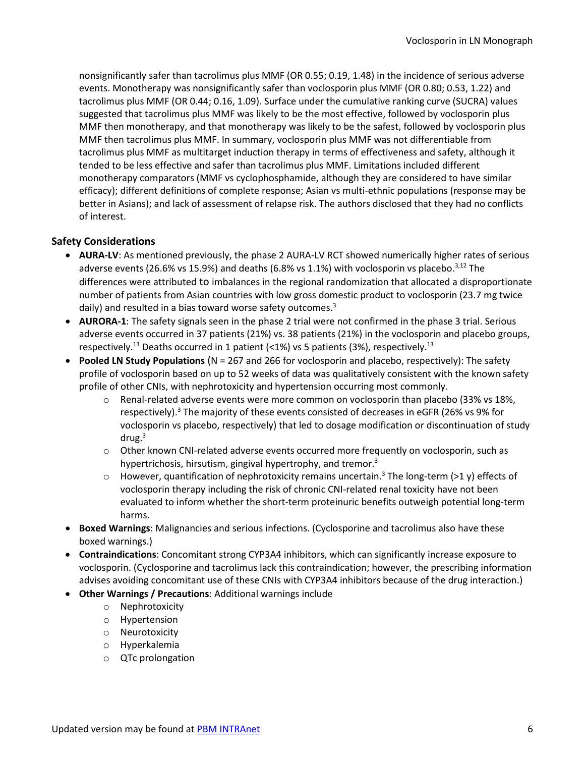nonsignificantly safer than tacrolimus plus MMF (OR 0.55; 0.19, 1.48) in the incidence of serious adverse events. Monotherapy was nonsignificantly safer than voclosporin plus MMF (OR 0.80; 0.53, 1.22) and tacrolimus plus MMF (OR 0.44; 0.16, 1.09). Surface under the cumulative ranking curve (SUCRA) values suggested that tacrolimus plus MMF was likely to be the most effective, followed by voclosporin plus MMF then monotherapy, and that monotherapy was likely to be the safest, followed by voclosporin plus MMF then tacrolimus plus MMF. In summary, voclosporin plus MMF was not differentiable from tacrolimus plus MMF as multitarget induction therapy in terms of effectiveness and safety, although it tended to be less effective and safer than tacrolimus plus MMF. Limitations included different monotherapy comparators (MMF vs cyclophosphamide, although they are considered to have similar efficacy); different definitions of complete response; Asian vs multi-ethnic populations (response may be better in Asians); and lack of assessment of relapse risk. The authors disclosed that they had no conflicts of interest.

### Safety Considerations

- **AURA-LV**: As mentioned previously, the phase 2 AURA-LV RCT showed numerically higher rates of serious adverse events (26.6% vs 15.9%) and deaths (6.8% vs 1.1%) with voclosporin vs placebo.[3,12] The differences were attributed to imbalances in the regional randomization that allocated a disproportionate number of patients from Asian countries with low gross domestic product to voclosporin (23.7 mg twice daily) and resulted in a bias toward worse safety outcomes.[3]
- **AURORA-1**: The safety signals seen in the phase 2 trial were not confirmed in the phase 3 trial. Serious adverse events occurred in 37 patients (21%) vs. 38 patients (21%) in the voclosporin and placebo groups, respectively.[13] Deaths occurred in 1 patient (<1%) vs 5 patients (3%), respectively.[13]
- **Pooled LN Study Populations** (N = 267 and 266 for voclosporin and placebo, respectively): The safety profile of voclosporin based on up to 52 weeks of data was qualitatively consistent with the known safety profile of other CNIs, with nephrotoxicity and hypertension occurring most commonly.
  - Renal-related adverse events were more common on voclosporin than placebo (33% vs 18%, respectively).[3] The majority of these events consisted of decreases in eGFR (26% vs 9% for voclosporin vs placebo, respectively) that led to dosage modification or discontinuation of study drug.[3]
  - Other known CNI-related adverse events occurred more frequently on voclosporin, such as hypertrichosis, hirsutism, gingival hypertrophy, and tremor.[3]
  - However, quantification of nephrotoxicity remains uncertain.[3] The long-term (>1 y) effects of voclosporin therapy including the risk of chronic CNI-related renal toxicity have not been evaluated to inform whether the short-term proteinuric benefits outweigh potential long-term harms.
- **Boxed Warnings**: Malignancies and serious infections. (Cyclosporine and tacrolimus also have these boxed warnings.)
- **Contraindications**: Concomitant strong CYP3A4 inhibitors, which can significantly increase exposure to voclosporin. (Cyclosporine and tacrolimus lack this contraindication; however, the prescribing information advises avoiding concomitant use of these CNIs with CYP3A4 inhibitors because of the drug interaction.)
- **Other Warnings / Precautions**: Additional warnings include
  - Nephrotoxicity
  - Hypertension
  - Neurotoxicity
  - Hyperkalemia
  - QTc prolongation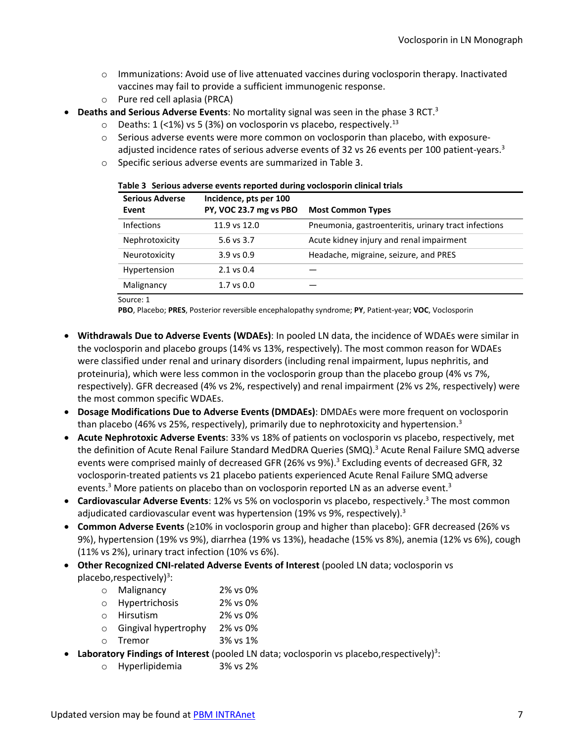- Immunizations: Avoid use of live attenuated vaccines during voclosporin therapy. Inactivated vaccines may fail to provide a sufficient immunogenic response.
  - Pure red cell aplasia (PRCA)
- **Deaths and Serious Adverse Events**: No mortality signal was seen in the phase 3 RCT.[3]
  - Deaths: 1 (<1%) vs 5 (3%) on voclosporin vs placebo, respectively.[13]
  - Serious adverse events were more common on voclosporin than placebo, with exposure-adjusted incidence rates of serious adverse events of 32 vs 26 events per 100 patient-years.[3]
  - Specific serious adverse events are summarized in Table 3.

**Table 3 Serious adverse events reported during voclosporin clinical trials**

| Serious Adverse Event | Incidence, pts per 100 PY, VOC 23.7 mg vs PBO | Most Common Types |
|---|---|---|
| Infections | 11.9 vs 12.0 | Pneumonia, gastroenteritis, urinary tract infections |
| Nephrotoxicity | 5.6 vs 3.7 | Acute kidney injury and renal impairment |
| Neurotoxicity | 3.9 vs 0.9 | Headache, migraine, seizure, and PRES |
| Hypertension | 2.1 vs 0.4 | — |
| Malignancy | 1.7 vs 0.0 | — |

Source: 1

**PBO**, Placebo; **PRES**, Posterior reversible encephalopathy syndrome; **PY**, Patient-year; **VOC**, Voclosporin

- **Withdrawals Due to Adverse Events (WDAEs)**: In pooled LN data, the incidence of WDAEs were similar in the voclosporin and placebo groups (14% vs 13%, respectively). The most common reason for WDAEs were classified under renal and urinary disorders (including renal impairment, lupus nephritis, and proteinuria), which were less common in the voclosporin group than the placebo group (4% vs 7%, respectively). GFR decreased (4% vs 2%, respectively) and renal impairment (2% vs 2%, respectively) were the most common specific WDAEs.
- **Dosage Modifications Due to Adverse Events (DMDAEs)**: DMDAEs were more frequent on voclosporin than placebo (46% vs 25%, respectively), primarily due to nephrotoxicity and hypertension.[3]
- **Acute Nephrotoxic Adverse Events**: 33% vs 18% of patients on voclosporin vs placebo, respectively, met the definition of Acute Renal Failure Standard MedDRA Queries (SMQ).[3] Acute Renal Failure SMQ adverse events were comprised mainly of decreased GFR (26% vs 9%).[3] Excluding events of decreased GFR, 32 voclosporin-treated patients vs 21 placebo patients experienced Acute Renal Failure SMQ adverse events.[3] More patients on placebo than on voclosporin reported LN as an adverse event.[3]
- **Cardiovascular Adverse Events**: 12% vs 5% on voclosporin vs placebo, respectively.[3] The most common adjudicated cardiovascular event was hypertension (19% vs 9%, respectively).[3]
- **Common Adverse Events** (≥10% in voclosporin group and higher than placebo): GFR decreased (26% vs 9%), hypertension (19% vs 9%), diarrhea (19% vs 13%), headache (15% vs 8%), anemia (12% vs 6%), cough (11% vs 2%), urinary tract infection (10% vs 6%).
- **Other Recognized CNI-related Adverse Events of Interest** (pooled LN data; voclosporin vs placebo,respectively)[3]:
  - Malignancy 2% vs 0%
  - Hypertrichosis 2% vs 0%
  - Hirsutism 2% vs 0%
  - Gingival hypertrophy 2% vs 0%
  - Tremor 3% vs 1%
- **Laboratory Findings of Interest** (pooled LN data; voclosporin vs placebo,respectively)[3]:
  - Hyperlipidemia 3% vs 2%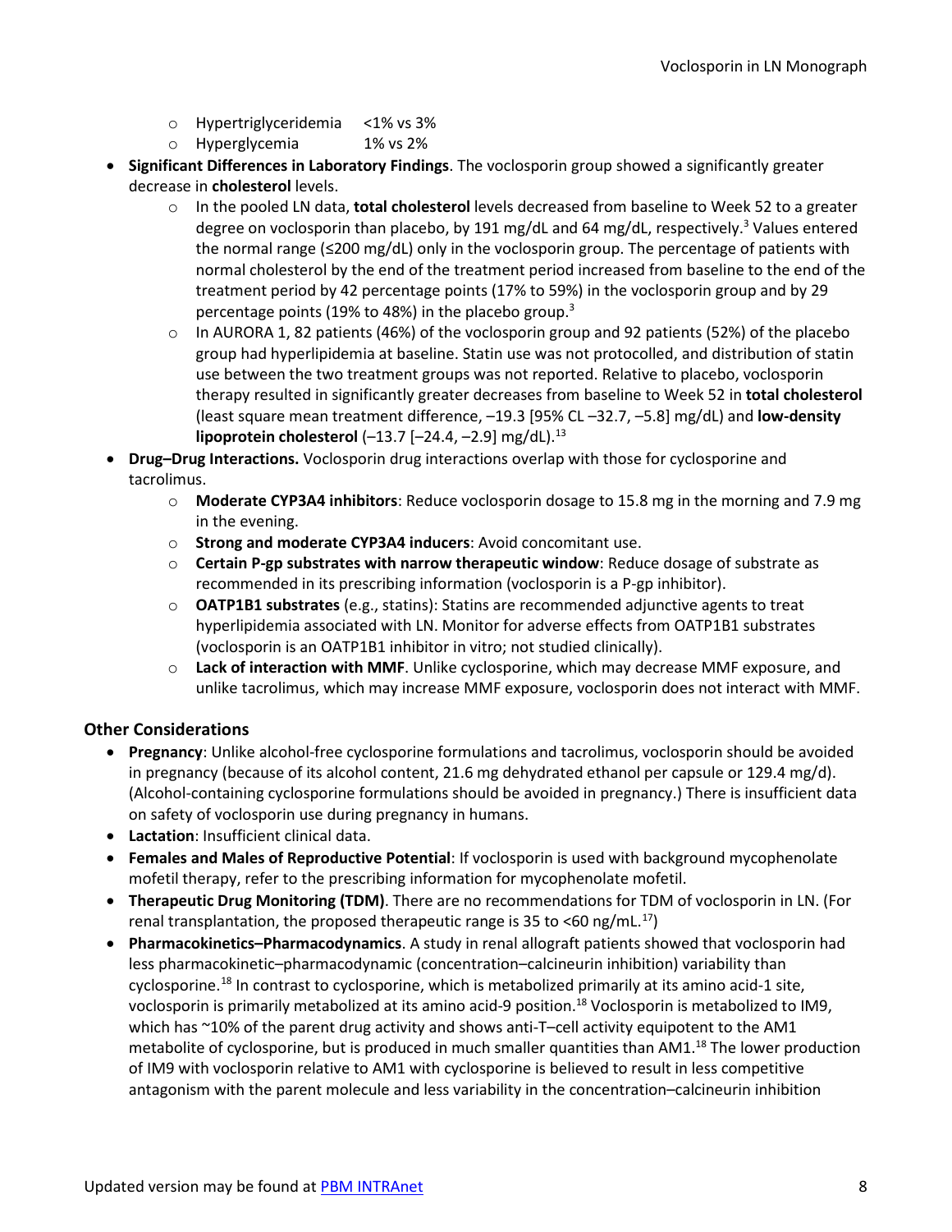- Hypertriglyceridemia <1% vs 3%
  - Hyperglycemia 1% vs 2%
- **Significant Differences in Laboratory Findings**. The voclosporin group showed a significantly greater decrease in **cholesterol** levels.
  - In the pooled LN data, **total cholesterol** levels decreased from baseline to Week 52 to a greater degree on voclosporin than placebo, by 191 mg/dL and 64 mg/dL, respectively.[3] Values entered the normal range (≤200 mg/dL) only in the voclosporin group. The percentage of patients with normal cholesterol by the end of the treatment period increased from baseline to the end of the treatment period by 42 percentage points (17% to 59%) in the voclosporin group and by 29 percentage points (19% to 48%) in the placebo group.[3]
  - In AURORA 1, 82 patients (46%) of the voclosporin group and 92 patients (52%) of the placebo group had hyperlipidemia at baseline. Statin use was not protocolled, and distribution of statin use between the two treatment groups was not reported. Relative to placebo, voclosporin therapy resulted in significantly greater decreases from baseline to Week 52 in **total cholesterol** (least square mean treatment difference, –19.3 [95% CL –32.7, –5.8] mg/dL) and **low-density lipoprotein cholesterol** (–13.7 [–24.4, –2.9] mg/dL).[13]
- **Drug–Drug Interactions.** Voclosporin drug interactions overlap with those for cyclosporine and tacrolimus.
  - **Moderate CYP3A4 inhibitors**: Reduce voclosporin dosage to 15.8 mg in the morning and 7.9 mg in the evening.
  - **Strong and moderate CYP3A4 inducers**: Avoid concomitant use.
  - **Certain P-gp substrates with narrow therapeutic window**: Reduce dosage of substrate as recommended in its prescribing information (voclosporin is a P-gp inhibitor).
  - **OATP1B1 substrates** (e.g., statins): Statins are recommended adjunctive agents to treat hyperlipidemia associated with LN. Monitor for adverse effects from OATP1B1 substrates (voclosporin is an OATP1B1 inhibitor in vitro; not studied clinically).
  - **Lack of interaction with MMF**. Unlike cyclosporine, which may decrease MMF exposure, and unlike tacrolimus, which may increase MMF exposure, voclosporin does not interact with MMF.

## Other Considerations

- **Pregnancy**: Unlike alcohol-free cyclosporine formulations and tacrolimus, voclosporin should be avoided in pregnancy (because of its alcohol content, 21.6 mg dehydrated ethanol per capsule or 129.4 mg/d). (Alcohol-containing cyclosporine formulations should be avoided in pregnancy.) There is insufficient data on safety of voclosporin use during pregnancy in humans.
- **Lactation**: Insufficient clinical data.
- **Females and Males of Reproductive Potential**: If voclosporin is used with background mycophenolate mofetil therapy, refer to the prescribing information for mycophenolate mofetil.
- **Therapeutic Drug Monitoring (TDM)**. There are no recommendations for TDM of voclosporin in LN. (For renal transplantation, the proposed therapeutic range is 35 to <60 ng/mL.[17])
- **Pharmacokinetics–Pharmacodynamics**. A study in renal allograft patients showed that voclosporin had less pharmacokinetic–pharmacodynamic (concentration–calcineurin inhibition) variability than cyclosporine.[18] In contrast to cyclosporine, which is metabolized primarily at its amino acid-1 site, voclosporin is primarily metabolized at its amino acid-9 position.[18] Voclosporin is metabolized to IM9, which has ~10% of the parent drug activity and shows anti-T–cell activity equipotent to the AM1 metabolite of cyclosporine, but is produced in much smaller quantities than AM1.[18] The lower production of IM9 with voclosporin relative to AM1 with cyclosporine is believed to result in less competitive antagonism with the parent molecule and less variability in the concentration–calcineurin inhibition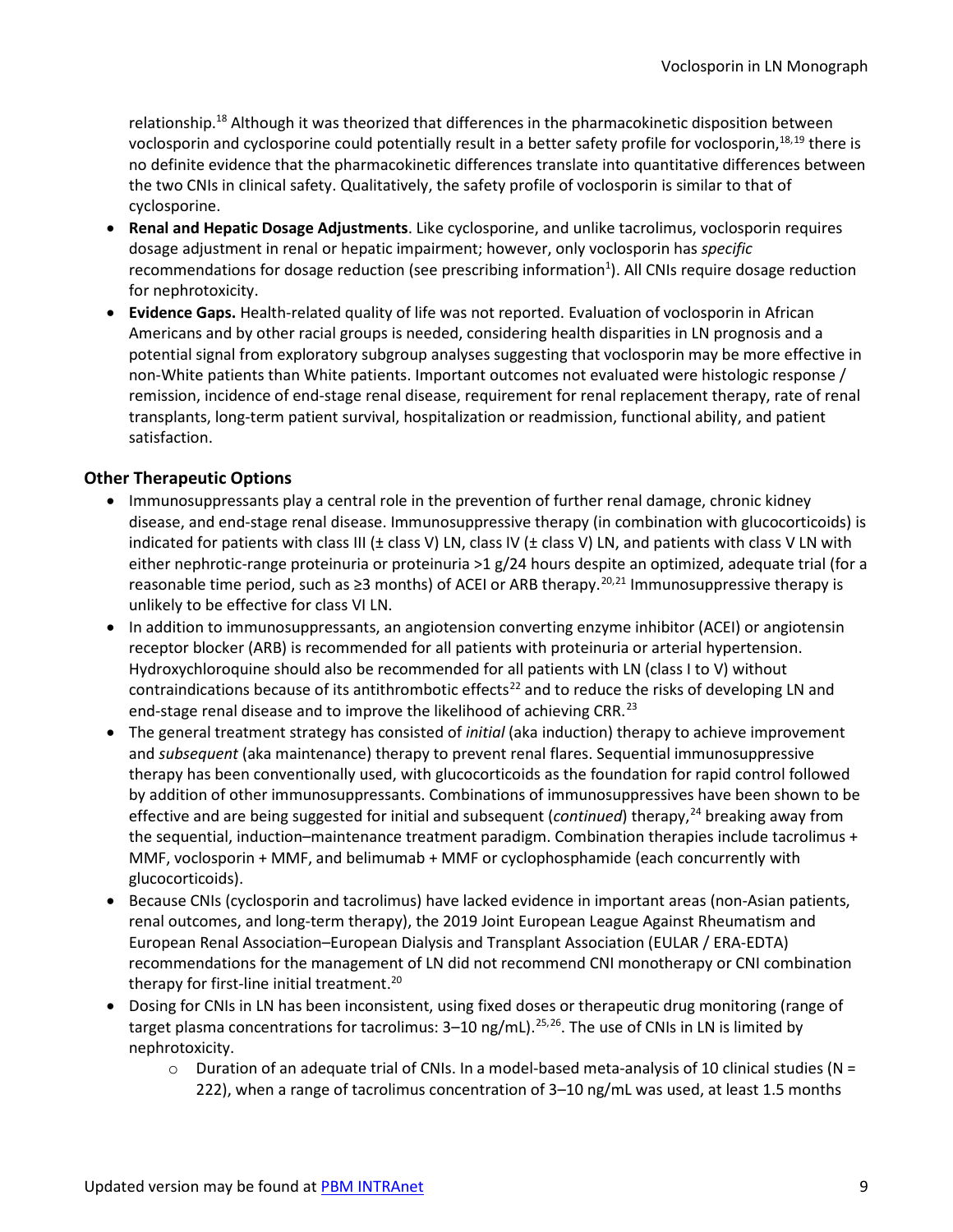relationship.[18] Although it was theorized that differences in the pharmacokinetic disposition between voclosporin and cyclosporine could potentially result in a better safety profile for voclosporin,[18,19] there is no definite evidence that the pharmacokinetic differences translate into quantitative differences between the two CNIs in clinical safety. Qualitatively, the safety profile of voclosporin is similar to that of cyclosporine.

- **Renal and Hepatic Dosage Adjustments**. Like cyclosporine, and unlike tacrolimus, voclosporin requires dosage adjustment in renal or hepatic impairment; however, only voclosporin has *specific* recommendations for dosage reduction (see prescribing information[1]). All CNIs require dosage reduction for nephrotoxicity.
- **Evidence Gaps.** Health-related quality of life was not reported. Evaluation of voclosporin in African Americans and by other racial groups is needed, considering health disparities in LN prognosis and a potential signal from exploratory subgroup analyses suggesting that voclosporin may be more effective in non-White patients than White patients. Important outcomes not evaluated were histologic response / remission, incidence of end-stage renal disease, requirement for renal replacement therapy, rate of renal transplants, long-term patient survival, hospitalization or readmission, functional ability, and patient satisfaction.

### Other Therapeutic Options

- Immunosuppressants play a central role in the prevention of further renal damage, chronic kidney disease, and end-stage renal disease. Immunosuppressive therapy (in combination with glucocorticoids) is indicated for patients with class III (± class V) LN, class IV (± class V) LN, and patients with class V LN with either nephrotic-range proteinuria or proteinuria >1 g/24 hours despite an optimized, adequate trial (for a reasonable time period, such as ≥3 months) of ACEI or ARB therapy.[20,21] Immunosuppressive therapy is unlikely to be effective for class VI LN.
- In addition to immunosuppressants, an angiotension converting enzyme inhibitor (ACEI) or angiotensin receptor blocker (ARB) is recommended for all patients with proteinuria or arterial hypertension. Hydroxychloroquine should also be recommended for all patients with LN (class I to V) without contraindications because of its antithrombotic effects[22] and to reduce the risks of developing LN and end-stage renal disease and to improve the likelihood of achieving CRR.[23]
- The general treatment strategy has consisted of *initial* (aka induction) therapy to achieve improvement and *subsequent* (aka maintenance) therapy to prevent renal flares. Sequential immunosuppressive therapy has been conventionally used, with glucocorticoids as the foundation for rapid control followed by addition of other immunosuppressants. Combinations of immunosuppressives have been shown to be effective and are being suggested for initial and subsequent (*continued*) therapy,[24] breaking away from the sequential, induction–maintenance treatment paradigm. Combination therapies include tacrolimus + MMF, voclosporin + MMF, and belimumab + MMF or cyclophosphamide (each concurrently with glucocorticoids).
- Because CNIs (cyclosporin and tacrolimus) have lacked evidence in important areas (non-Asian patients, renal outcomes, and long-term therapy), the 2019 Joint European League Against Rheumatism and European Renal Association–European Dialysis and Transplant Association (EULAR / ERA-EDTA) recommendations for the management of LN did not recommend CNI monotherapy or CNI combination therapy for first-line initial treatment.[20]
- Dosing for CNIs in LN has been inconsistent, using fixed doses or therapeutic drug monitoring (range of target plasma concentrations for tacrolimus: 3–10 ng/mL).[25,26]. The use of CNIs in LN is limited by nephrotoxicity.
    - Duration of an adequate trial of CNIs. In a model-based meta-analysis of 10 clinical studies (N = 222), when a range of tacrolimus concentration of 3–10 ng/mL was used, at least 1.5 months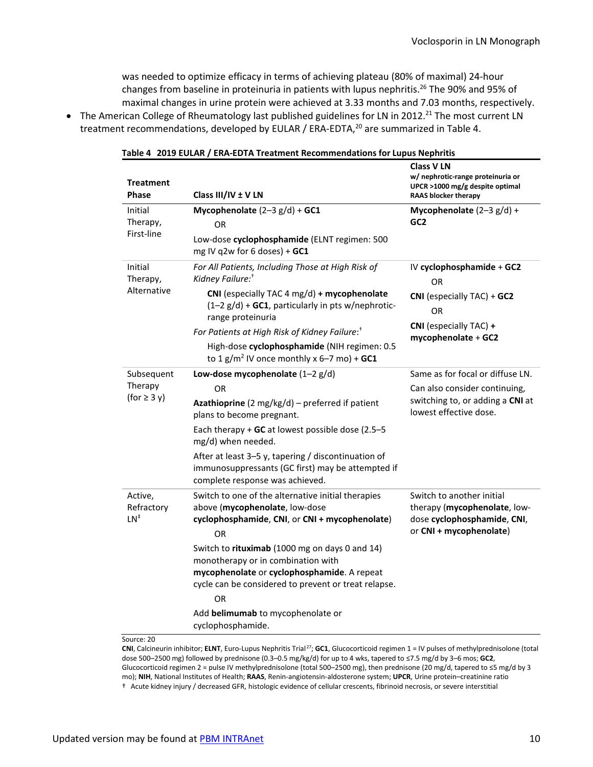was needed to optimize efficacy in terms of achieving plateau (80% of maximal) 24-hour changes from baseline in proteinuria in patients with lupus nephritis.[26] The 90% and 95% of maximal changes in urine protein were achieved at 3.33 months and 7.03 months, respectively.

- The American College of Rheumatology last published guidelines for LN in 2012.[21] The most current LN treatment recommendations, developed by EULAR / ERA-EDTA,[20] are summarized in Table 4.

**Table 4 2019 EULAR / ERA-EDTA Treatment Recommendations for Lupus Nephritis**

| Treatment Phase | Class III/IV ± V LN | Class V LN w/ nephrotic-range proteinuria or UPCR >1000 mg/g despite optimal RAAS blocker therapy |
|---|---|---|
| Initial Therapy, First-line | **Mycophenolate** (2–3 g/d) + **GC1**<br>OR<br>Low-dose **cyclophosphamide** (ELNT regimen: 500 mg IV q2w for 6 doses) + **GC1** | **Mycophenolate** (2–3 g/d) + **GC2** |
| Initial Therapy, Alternative | *For All Patients, Including Those at High Risk of Kidney Failure:*†<br>**CNI** (especially TAC 4 mg/d) **+ mycophenolate** (1–2 g/d) + **GC1**, particularly in pts w/nephrotic-range proteinuria<br>*For Patients at High Risk of Kidney Failure:*†<br>High-dose **cyclophosphamide** (NIH regimen: 0.5 to 1 g/m² IV once monthly x 6–7 mo) + **GC1** | IV **cyclophosphamide** + **GC2**<br>OR<br>**CNI** (especially TAC) + **GC2**<br>OR<br>**CNI** (especially TAC) **+ mycophenolate** + **GC2** |
| Subsequent Therapy (for ≥ 3 y) | **Low-dose mycophenolate** (1–2 g/d)<br>OR<br>**Azathioprine** (2 mg/kg/d) – preferred if patient plans to become pregnant.<br>Each therapy + **GC** at lowest possible dose (2.5–5 mg/d) when needed.<br>After at least 3–5 y, tapering / discontinuation of immunosuppressants (GC first) may be attempted if complete response was achieved. | Same as for focal or diffuse LN.<br>Can also consider continuing, switching to, or adding a **CNI** at lowest effective dose. |
| Active, Refractory LN‡ | Switch to one of the alternative initial therapies above (**mycophenolate**, low-dose **cyclophosphamide**, **CNI**, or **CNI + mycophenolate**)<br>OR<br>Switch to **rituximab** (1000 mg on days 0 and 14) monotherapy or in combination with **mycophenolate** or **cyclophosphamide**. A repeat cycle can be considered to prevent or treat relapse.<br>OR<br>Add **belimumab** to mycophenolate or cyclophosphamide. | Switch to another initial therapy (**mycophenolate**, low-dose **cyclophosphamide**, **CNI**, or **CNI + mycophenolate**) |

Source: 20

**CNI**, Calcineurin inhibitor; **ELNT**, Euro-Lupus Nephritis Trial[27]; **GC1**, Glucocorticoid regimen 1 = IV pulses of methylprednisolone (total dose 500–2500 mg) followed by prednisone (0.3–0.5 mg/kg/d) for up to 4 wks, tapered to ≤7.5 mg/d by 3–6 mos; **GC2**, Glucocorticoid regimen 2 = pulse IV methylprednisolone (total 500–2500 mg), then prednisone (20 mg/d, tapered to ≤5 mg/d by 3 mo); **NIH**, National Institutes of Health; **RAAS**, Renin-angiotensin-aldosterone system; **UPCR**, Urine protein–creatinine ratio

† Acute kidney injury / decreased GFR, histologic evidence of cellular crescents, fibrinoid necrosis, or severe interstitial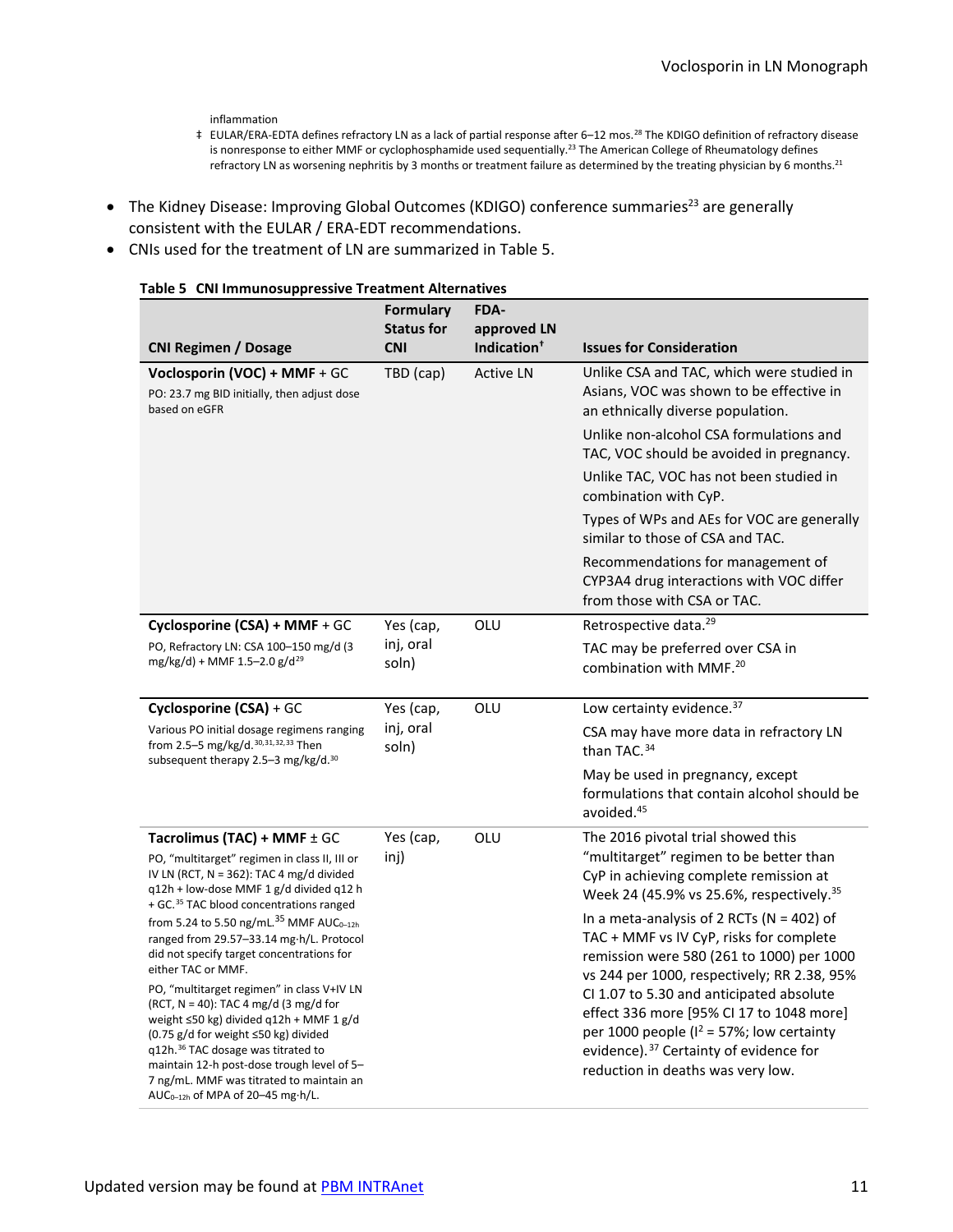inflammation

‡ EULAR/ERA-EDTA defines refractory LN as a lack of partial response after 6–12 mos.[28] The KDIGO definition of refractory disease is nonresponse to either MMF or cyclophosphamide used sequentially.[23] The American College of Rheumatology defines refractory LN as worsening nephritis by 3 months or treatment failure as determined by the treating physician by 6 months.[21]

- The Kidney Disease: Improving Global Outcomes (KDIGO) conference summaries[23] are generally consistent with the EULAR / ERA-EDT recommendations.
- CNIs used for the treatment of LN are summarized in Table 5.

**Table 5 CNI Immunosuppressive Treatment Alternatives**

| CNI Regimen / Dosage | Formulary Status for CNI | FDA-approved LN Indication† | Issues for Consideration |
|---|---|---|---|
| **Voclosporin (VOC) + MMF** + GC<br>PO: 23.7 mg BID initially, then adjust dose based on eGFR | TBD (cap) | Active LN | Unlike CSA and TAC, which were studied in Asians, VOC was shown to be effective in an ethnically diverse population.<br>Unlike non-alcohol CSA formulations and TAC, VOC should be avoided in pregnancy.<br>Unlike TAC, VOC has not been studied in combination with CyP.<br>Types of WPs and AEs for VOC are generally similar to those of CSA and TAC.<br>Recommendations for management of CYP3A4 drug interactions with VOC differ from those with CSA or TAC. |
| **Cyclosporine (CSA) + MMF** + GC<br>PO, Refractory LN: CSA 100–150 mg/d (3 mg/kg/d) + MMF 1.5–2.0 g/d[29] | Yes (cap, inj, oral soln) | OLU | Retrospective data.[29]<br>TAC may be preferred over CSA in combination with MMF.[20] |
| **Cyclosporine (CSA)** + GC<br>Various PO initial dosage regimens ranging from 2.5–5 mg/kg/d.[30,31,32,33] Then subsequent therapy 2.5–3 mg/kg/d.[30] | Yes (cap, inj, oral soln) | OLU | Low certainty evidence.[37]<br>CSA may have more data in refractory LN than TAC.[34]<br>May be used in pregnancy, except formulations that contain alcohol should be avoided.[45] |
| **Tacrolimus (TAC) + MMF** ± GC<br>PO, "multitarget" regimen in class II, III or IV LN (RCT, N = 362): TAC 4 mg/d divided q12h + low-dose MMF 1 g/d divided q12 h + GC.[35] TAC blood concentrations ranged from 5.24 to 5.50 ng/mL.[35] MMF $AUC_{0–12h}$ ranged from 29.57–33.14 mg·h/L. Protocol did not specify target concentrations for either TAC or MMF.<br>PO, "multitarget regimen" in class V+IV LN (RCT, N = 40): TAC 4 mg/d (3 mg/d for weight ≤50 kg) divided q12h + MMF 1 g/d (0.75 g/d for weight ≤50 kg) divided q12h.[36] TAC dosage was titrated to maintain 12-h post-dose trough level of 5–7 ng/mL. MMF was titrated to maintain an $AUC_{0–12h}$ of MPA of 20–45 mg·h/L. | Yes (cap, inj) | OLU | The 2016 pivotal trial showed this "multitarget" regimen to be better than CyP in achieving complete remission at Week 24 (45.9% vs 25.6%, respectively.[35]<br>In a meta-analysis of 2 RCTs (N = 402) of TAC + MMF vs IV CyP, risks for complete remission were 580 (261 to 1000) per 1000 vs 244 per 1000, respectively; RR 2.38, 95% CI 1.07 to 5.30 and anticipated absolute effect 336 more [95% CI 17 to 1048 more] per 1000 people ($I^2$ = 57%; low certainty evidence).[37] Certainty of evidence for reduction in deaths was very low. |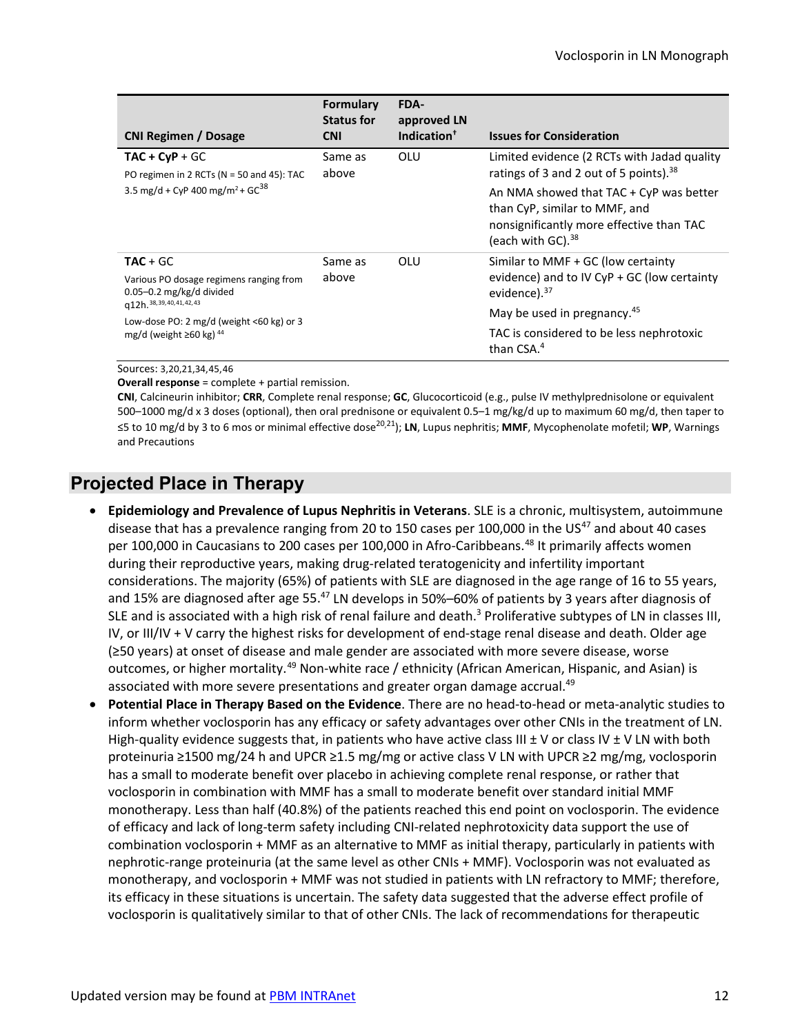| CNI Regimen / Dosage | Formulary Status for CNI | FDA-approved LN Indication† | Issues for Consideration |
|---|---|---|---|
| **TAC + CyP** + GC<br>PO regimen in 2 RCTs (N = 50 and 45): TAC 3.5 mg/d + CyP 400 mg/m² + GC[38] | Same as above | OLU | Limited evidence (2 RCTs with Jadad quality ratings of 3 and 2 out of 5 points).[38]<br>An NMA showed that TAC + CyP was better than CyP, similar to MMF, and nonsignificantly more effective than TAC (each with GC).[38] |
| **TAC** + GC<br>Various PO dosage regimens ranging from 0.05–0.2 mg/kg/d divided q12h.[38,39,40,41,42,43]<br>Low-dose PO: 2 mg/d (weight <60 kg) or 3 mg/d (weight ≥60 kg) [44] | Same as above | OLU | Similar to MMF + GC (low certainty evidence) and to IV CyP + GC (low certainty evidence).[37]<br>May be used in pregnancy.[45]<br>TAC is considered to be less nephrotoxic than CSA.[4] |

Sources: 3,20,21,34,45,46

**Overall response** = complete + partial remission.

**CNI**, Calcineurin inhibitor; **CRR**, Complete renal response; **GC**, Glucocorticoid (e.g., pulse IV methylprednisolone or equivalent 500–1000 mg/d x 3 doses (optional), then oral prednisone or equivalent 0.5–1 mg/kg/d up to maximum 60 mg/d, then taper to ≤5 to 10 mg/d by 3 to 6 mos or minimal effective dose[20,21]); **LN**, Lupus nephritis; **MMF**, Mycophenolate mofetil; **WP**, Warnings and Precautions

## Projected Place in Therapy

- **Epidemiology and Prevalence of Lupus Nephritis in Veterans**. SLE is a chronic, multisystem, autoimmune disease that has a prevalence ranging from 20 to 150 cases per 100,000 in the US[47] and about 40 cases per 100,000 in Caucasians to 200 cases per 100,000 in Afro-Caribbeans.[48] It primarily affects women during their reproductive years, making drug-related teratogenicity and infertility important considerations. The majority (65%) of patients with SLE are diagnosed in the age range of 16 to 55 years, and 15% are diagnosed after age 55.[47] LN develops in 50%–60% of patients by 3 years after diagnosis of SLE and is associated with a high risk of renal failure and death.[3] Proliferative subtypes of LN in classes III, IV, or III/IV + V carry the highest risks for development of end-stage renal disease and death. Older age (≥50 years) at onset of disease and male gender are associated with more severe disease, worse outcomes, or higher mortality.[49] Non-white race / ethnicity (African American, Hispanic, and Asian) is associated with more severe presentations and greater organ damage accrual.[49]
- **Potential Place in Therapy Based on the Evidence**. There are no head-to-head or meta-analytic studies to inform whether voclosporin has any efficacy or safety advantages over other CNIs in the treatment of LN. High-quality evidence suggests that, in patients who have active class III ± V or class IV ± V LN with both proteinuria ≥1500 mg/24 h and UPCR ≥1.5 mg/mg or active class V LN with UPCR ≥2 mg/mg, voclosporin has a small to moderate benefit over placebo in achieving complete renal response, or rather that voclosporin in combination with MMF has a small to moderate benefit over standard initial MMF monotherapy. Less than half (40.8%) of the patients reached this end point on voclosporin. The evidence of efficacy and lack of long-term safety including CNI-related nephrotoxicity data support the use of combination voclosporin + MMF as an alternative to MMF as initial therapy, particularly in patients with nephrotic-range proteinuria (at the same level as other CNIs + MMF). Voclosporin was not evaluated as monotherapy, and voclosporin + MMF was not studied in patients with LN refractory to MMF; therefore, its efficacy in these situations is uncertain. The safety data suggested that the adverse effect profile of voclosporin is qualitatively similar to that of other CNIs. The lack of recommendations for therapeutic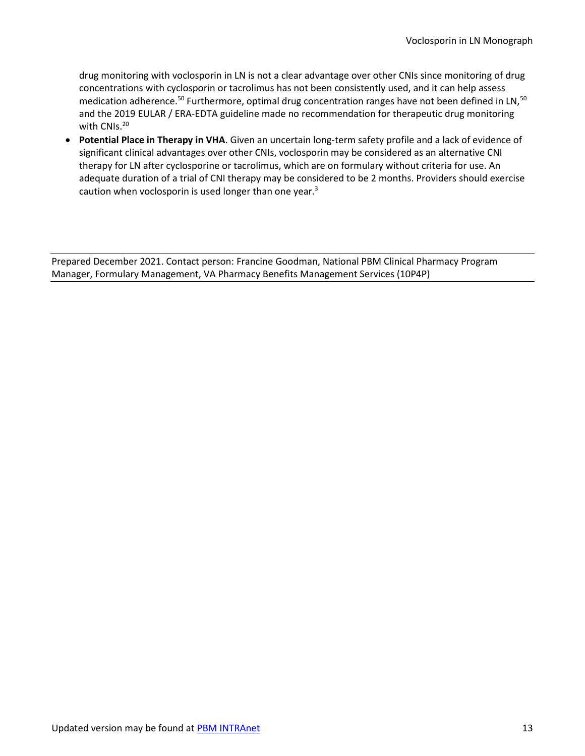drug monitoring with voclosporin in LN is not a clear advantage over other CNIs since monitoring of drug concentrations with cyclosporin or tacrolimus has not been consistently used, and it can help assess medication adherence.[50] Furthermore, optimal drug concentration ranges have not been defined in LN,[50] and the 2019 EULAR / ERA-EDTA guideline made no recommendation for therapeutic drug monitoring with CNIs.[20]

- **Potential Place in Therapy in VHA**. Given an uncertain long-term safety profile and a lack of evidence of significant clinical advantages over other CNIs, voclosporin may be considered as an alternative CNI therapy for LN after cyclosporine or tacrolimus, which are on formulary without criteria for use. An adequate duration of a trial of CNI therapy may be considered to be 2 months. Providers should exercise caution when voclosporin is used longer than one year.[3]

---

Prepared December 2021. Contact person: Francine Goodman, National PBM Clinical Pharmacy Program Manager, Formulary Management, VA Pharmacy Benefits Management Services (10P4P)

---

Updated version may be found at [PBM INTRAnet]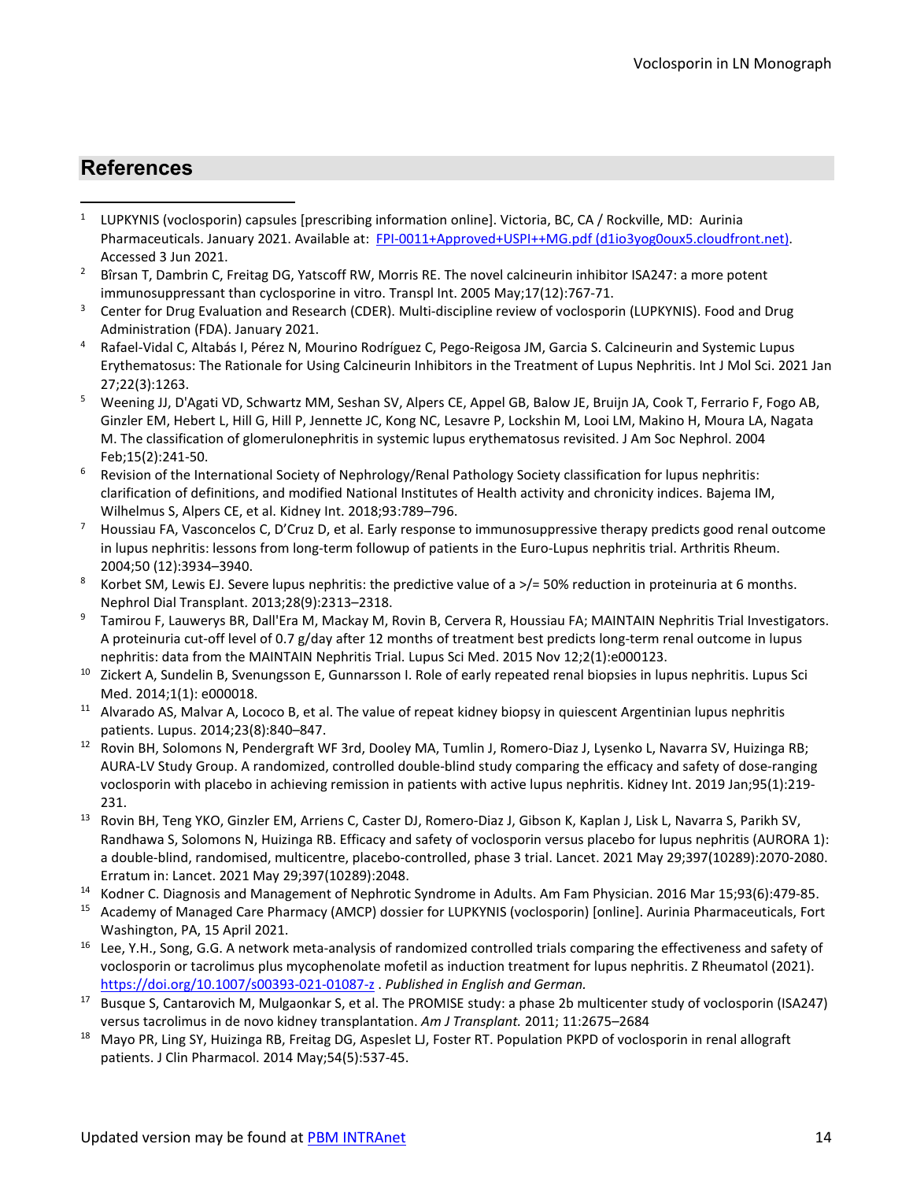## References

1. LUPKYNIS (voclosporin) capsules [prescribing information online]. Victoria, BC, CA / Rockville, MD: Aurinia Pharmaceuticals. January 2021. Available at: [FPI-0011+Approved+USPI++MG.pdf (d1io3yog0oux5.cloudfront.net)](FPI-0011+Approved+USPI++MG.pdf). Accessed 3 Jun 2021.
2. Bîrsan T, Dambrin C, Freitag DG, Yatscoff RW, Morris RE. The novel calcineurin inhibitor ISA247: a more potent immunosuppressant than cyclosporine in vitro. Transpl Int. 2005 May;17(12):767-71.
3. Center for Drug Evaluation and Research (CDER). Multi-discipline review of voclosporin (LUPKYNIS). Food and Drug Administration (FDA). January 2021.
4. Rafael-Vidal C, Altabás I, Pérez N, Mourino Rodríguez C, Pego-Reigosa JM, Garcia S. Calcineurin and Systemic Lupus Erythematosus: The Rationale for Using Calcineurin Inhibitors in the Treatment of Lupus Nephritis. Int J Mol Sci. 2021 Jan 27;22(3):1263.
5. Weening JJ, D'Agati VD, Schwartz MM, Seshan SV, Alpers CE, Appel GB, Balow JE, Bruijn JA, Cook T, Ferrario F, Fogo AB, Ginzler EM, Hebert L, Hill G, Hill P, Jennette JC, Kong NC, Lesavre P, Lockshin M, Looi LM, Makino H, Moura LA, Nagata M. The classification of glomerulonephritis in systemic lupus erythematosus revisited. J Am Soc Nephrol. 2004 Feb;15(2):241-50.
6. Revision of the International Society of Nephrology/Renal Pathology Society classification for lupus nephritis: clarification of definitions, and modified National Institutes of Health activity and chronicity indices. Bajema IM, Wilhelmus S, Alpers CE, et al. Kidney Int. 2018;93:789–796.
7. Houssiau FA, Vasconcelos C, D'Cruz D, et al. Early response to immunosuppressive therapy predicts good renal outcome in lupus nephritis: lessons from long-term followup of patients in the Euro-Lupus nephritis trial. Arthritis Rheum. 2004;50 (12):3934–3940.
8. Korbet SM, Lewis EJ. Severe lupus nephritis: the predictive value of a >/= 50% reduction in proteinuria at 6 months. Nephrol Dial Transplant. 2013;28(9):2313–2318.
9. Tamirou F, Lauwerys BR, Dall'Era M, Mackay M, Rovin B, Cervera R, Houssiau FA; MAINTAIN Nephritis Trial Investigators. A proteinuria cut-off level of 0.7 g/day after 12 months of treatment best predicts long-term renal outcome in lupus nephritis: data from the MAINTAIN Nephritis Trial. Lupus Sci Med. 2015 Nov 12;2(1):e000123.
10. Zickert A, Sundelin B, Svenungsson E, Gunnarsson I. Role of early repeated renal biopsies in lupus nephritis. Lupus Sci Med. 2014;1(1): e000018.
11. Alvarado AS, Malvar A, Lococo B, et al. The value of repeat kidney biopsy in quiescent Argentinian lupus nephritis patients. Lupus. 2014;23(8):840–847.
12. Rovin BH, Solomons N, Pendergraft WF 3rd, Dooley MA, Tumlin J, Romero-Diaz J, Lysenko L, Navarra SV, Huizinga RB; AURA-LV Study Group. A randomized, controlled double-blind study comparing the efficacy and safety of dose-ranging voclosporin with placebo in achieving remission in patients with active lupus nephritis. Kidney Int. 2019 Jan;95(1):219-231.
13. Rovin BH, Teng YKO, Ginzler EM, Arriens C, Caster DJ, Romero-Diaz J, Gibson K, Kaplan J, Lisk L, Navarra S, Parikh SV, Randhawa S, Solomons N, Huizinga RB. Efficacy and safety of voclosporin versus placebo for lupus nephritis (AURORA 1): a double-blind, randomised, multicentre, placebo-controlled, phase 3 trial. Lancet. 2021 May 29;397(10289):2070-2080. Erratum in: Lancet. 2021 May 29;397(10289):2048.
14. Kodner C. Diagnosis and Management of Nephrotic Syndrome in Adults. Am Fam Physician. 2016 Mar 15;93(6):479-85.
15. Academy of Managed Care Pharmacy (AMCP) dossier for LUPKYNIS (voclosporin) [online]. Aurinia Pharmaceuticals, Fort Washington, PA, 15 April 2021.
16. Lee, Y.H., Song, G.G. A network meta-analysis of randomized controlled trials comparing the effectiveness and safety of voclosporin or tacrolimus plus mycophenolate mofetil as induction treatment for lupus nephritis. Z Rheumatol (2021). [https://doi.org/10.1007/s00393-021-01087-z](https://doi.org/10.1007/s00393-021-01087-z) . *Published in English and German.*
17. Busque S, Cantarovich M, Mulgaonkar S, et al. The PROMISE study: a phase 2b multicenter study of voclosporin (ISA247) versus tacrolimus in de novo kidney transplantation. *Am J Transplant.* 2011; 11:2675–2684
18. Mayo PR, Ling SY, Huizinga RB, Freitag DG, Aspeslet LJ, Foster RT. Population PKPD of voclosporin in renal allograft patients. J Clin Pharmacol. 2014 May;54(5):537-45.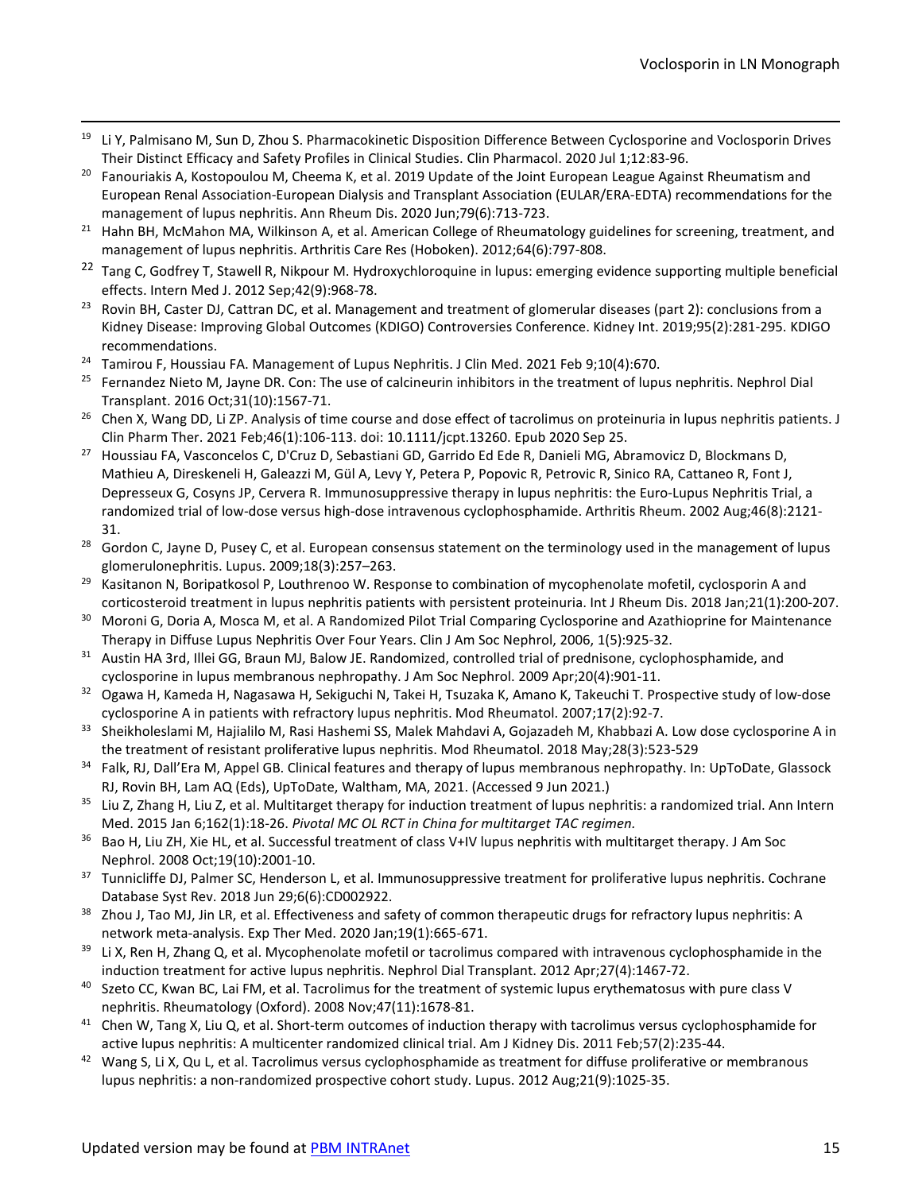[19] Li Y, Palmisano M, Sun D, Zhou S. Pharmacokinetic Disposition Difference Between Cyclosporine and Voclosporin Drives Their Distinct Efficacy and Safety Profiles in Clinical Studies. Clin Pharmacol. 2020 Jul 1;12:83-96.

[20] Fanouriakis A, Kostopoulou M, Cheema K, et al. 2019 Update of the Joint European League Against Rheumatism and European Renal Association-European Dialysis and Transplant Association (EULAR/ERA-EDTA) recommendations for the management of lupus nephritis. Ann Rheum Dis. 2020 Jun;79(6):713-723.

[21] Hahn BH, McMahon MA, Wilkinson A, et al. American College of Rheumatology guidelines for screening, treatment, and management of lupus nephritis. Arthritis Care Res (Hoboken). 2012;64(6):797-808.

[22] Tang C, Godfrey T, Stawell R, Nikpour M. Hydroxychloroquine in lupus: emerging evidence supporting multiple beneficial effects. Intern Med J. 2012 Sep;42(9):968-78.

[23] Rovin BH, Caster DJ, Cattran DC, et al. Management and treatment of glomerular diseases (part 2): conclusions from a Kidney Disease: Improving Global Outcomes (KDIGO) Controversies Conference. Kidney Int. 2019;95(2):281-295. KDIGO recommendations.

[24] Tamirou F, Houssiau FA. Management of Lupus Nephritis. J Clin Med. 2021 Feb 9;10(4):670.

[25] Fernandez Nieto M, Jayne DR. Con: The use of calcineurin inhibitors in the treatment of lupus nephritis. Nephrol Dial Transplant. 2016 Oct;31(10):1567-71.

[26] Chen X, Wang DD, Li ZP. Analysis of time course and dose effect of tacrolimus on proteinuria in lupus nephritis patients. J Clin Pharm Ther. 2021 Feb;46(1):106-113. doi: 10.1111/jcpt.13260. Epub 2020 Sep 25.

[27] Houssiau FA, Vasconcelos C, D'Cruz D, Sebastiani GD, Garrido Ed Ede R, Danieli MG, Abramovicz D, Blockmans D, Mathieu A, Direskeneli H, Galeazzi M, Gül A, Levy Y, Petera P, Popovic R, Petrovic R, Sinico RA, Cattaneo R, Font J, Depresseux G, Cosyns JP, Cervera R. Immunosuppressive therapy in lupus nephritis: the Euro-Lupus Nephritis Trial, a randomized trial of low-dose versus high-dose intravenous cyclophosphamide. Arthritis Rheum. 2002 Aug;46(8):2121-31.

[28] Gordon C, Jayne D, Pusey C, et al. European consensus statement on the terminology used in the management of lupus glomerulonephritis. Lupus. 2009;18(3):257–263.

[29] Kasitanon N, Boripatkosol P, Louthrenoo W. Response to combination of mycophenolate mofetil, cyclosporin A and corticosteroid treatment in lupus nephritis patients with persistent proteinuria. Int J Rheum Dis. 2018 Jan;21(1):200-207.

[30] Moroni G, Doria A, Mosca M, et al. A Randomized Pilot Trial Comparing Cyclosporine and Azathioprine for Maintenance Therapy in Diffuse Lupus Nephritis Over Four Years. Clin J Am Soc Nephrol, 2006, 1(5):925-32.

[31] Austin HA 3rd, Illei GG, Braun MJ, Balow JE. Randomized, controlled trial of prednisone, cyclophosphamide, and cyclosporine in lupus membranous nephropathy. J Am Soc Nephrol. 2009 Apr;20(4):901-11.

[32] Ogawa H, Kameda H, Nagasawa H, Sekiguchi N, Takei H, Tsuzaka K, Amano K, Takeuchi T. Prospective study of low-dose cyclosporine A in patients with refractory lupus nephritis. Mod Rheumatol. 2007;17(2):92-7.

[33] Sheikholeslami M, Hajialilo M, Rasi Hashemi SS, Malek Mahdavi A, Gojazadeh M, Khabbazi A. Low dose cyclosporine A in the treatment of resistant proliferative lupus nephritis. Mod Rheumatol. 2018 May;28(3):523-529

[34] Falk, RJ, Dall'Era M, Appel GB. Clinical features and therapy of lupus membranous nephropathy. In: UpToDate, Glassock RJ, Rovin BH, Lam AQ (Eds), UpToDate, Waltham, MA, 2021. (Accessed 9 Jun 2021.)

[35] Liu Z, Zhang H, Liu Z, et al. Multitarget therapy for induction treatment of lupus nephritis: a randomized trial. Ann Intern Med. 2015 Jan 6;162(1):18-26. *Pivotal MC OL RCT in China for multitarget TAC regimen.*

[36] Bao H, Liu ZH, Xie HL, et al. Successful treatment of class V+IV lupus nephritis with multitarget therapy. J Am Soc Nephrol. 2008 Oct;19(10):2001-10.

[37] Tunnicliffe DJ, Palmer SC, Henderson L, et al. Immunosuppressive treatment for proliferative lupus nephritis. Cochrane Database Syst Rev. 2018 Jun 29;6(6):CD002922.

[38] Zhou J, Tao MJ, Jin LR, et al. Effectiveness and safety of common therapeutic drugs for refractory lupus nephritis: A network meta-analysis. Exp Ther Med. 2020 Jan;19(1):665-671.

[39] Li X, Ren H, Zhang Q, et al. Mycophenolate mofetil or tacrolimus compared with intravenous cyclophosphamide in the induction treatment for active lupus nephritis. Nephrol Dial Transplant. 2012 Apr;27(4):1467-72.

[40] Szeto CC, Kwan BC, Lai FM, et al. Tacrolimus for the treatment of systemic lupus erythematosus with pure class V nephritis. Rheumatology (Oxford). 2008 Nov;47(11):1678-81.

[41] Chen W, Tang X, Liu Q, et al. Short-term outcomes of induction therapy with tacrolimus versus cyclophosphamide for active lupus nephritis: A multicenter randomized clinical trial. Am J Kidney Dis. 2011 Feb;57(2):235-44.

[42] Wang S, Li X, Qu L, et al. Tacrolimus versus cyclophosphamide as treatment for diffuse proliferative or membranous lupus nephritis: a non-randomized prospective cohort study. Lupus. 2012 Aug;21(9):1025-35.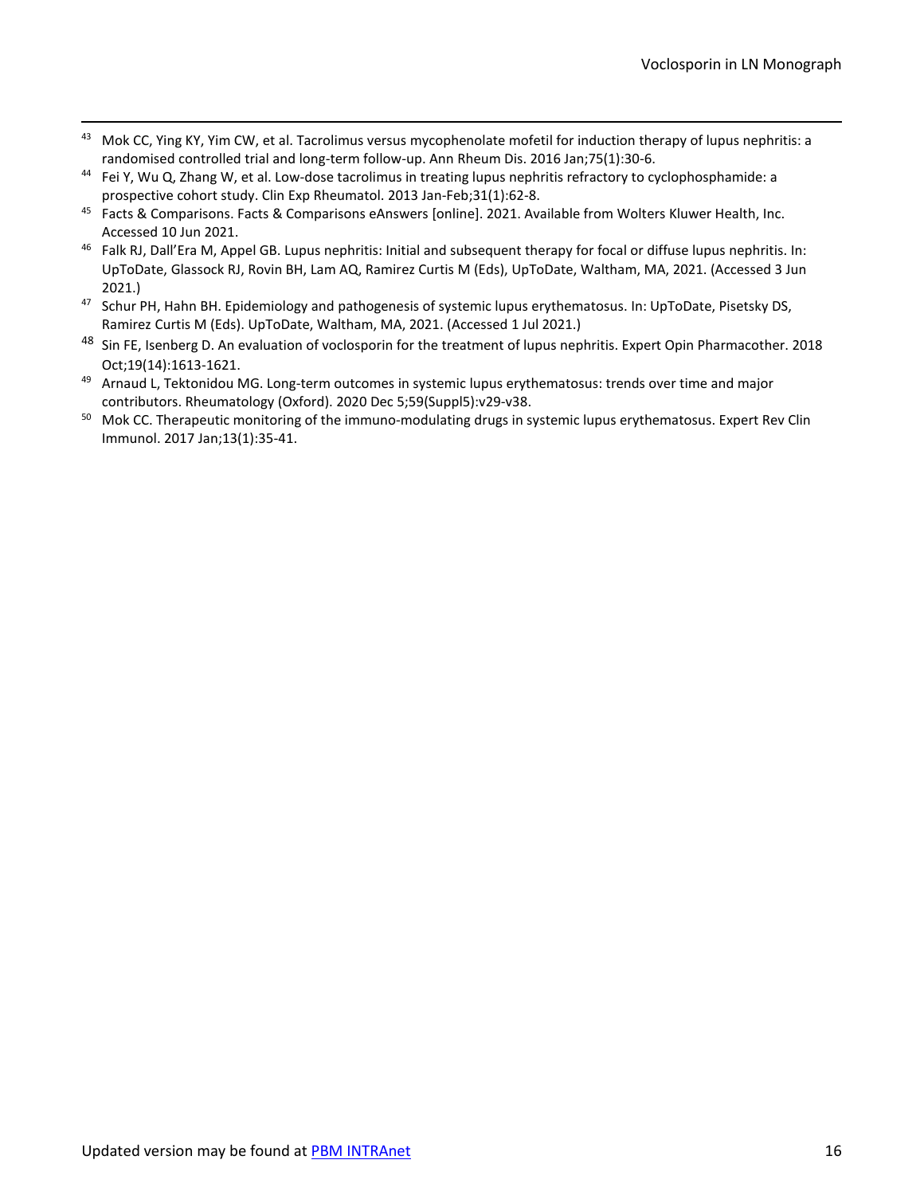[43] Mok CC, Ying KY, Yim CW, et al. Tacrolimus versus mycophenolate mofetil for induction therapy of lupus nephritis: a randomised controlled trial and long-term follow-up. Ann Rheum Dis. 2016 Jan;75(1):30-6.

[44] Fei Y, Wu Q, Zhang W, et al. Low-dose tacrolimus in treating lupus nephritis refractory to cyclophosphamide: a prospective cohort study. Clin Exp Rheumatol. 2013 Jan-Feb;31(1):62-8.

[45] Facts & Comparisons. Facts & Comparisons eAnswers [online]. 2021. Available from Wolters Kluwer Health, Inc. Accessed 10 Jun 2021.

[46] Falk RJ, Dall'Era M, Appel GB. Lupus nephritis: Initial and subsequent therapy for focal or diffuse lupus nephritis. In: UpToDate, Glassock RJ, Rovin BH, Lam AQ, Ramirez Curtis M (Eds), UpToDate, Waltham, MA, 2021. (Accessed 3 Jun 2021.)

[47] Schur PH, Hahn BH. Epidemiology and pathogenesis of systemic lupus erythematosus. In: UpToDate, Pisetsky DS, Ramirez Curtis M (Eds). UpToDate, Waltham, MA, 2021. (Accessed 1 Jul 2021.)

[48] Sin FE, Isenberg D. An evaluation of voclosporin for the treatment of lupus nephritis. Expert Opin Pharmacother. 2018 Oct;19(14):1613-1621.

[49] Arnaud L, Tektonidou MG. Long-term outcomes in systemic lupus erythematosus: trends over time and major contributors. Rheumatology (Oxford). 2020 Dec 5;59(Suppl5):v29-v38.

[50] Mok CC. Therapeutic monitoring of the immuno-modulating drugs in systemic lupus erythematosus. Expert Rev Clin Immunol. 2017 Jan;13(1):35-41.

Updated version may be found at PBM INTRAnet